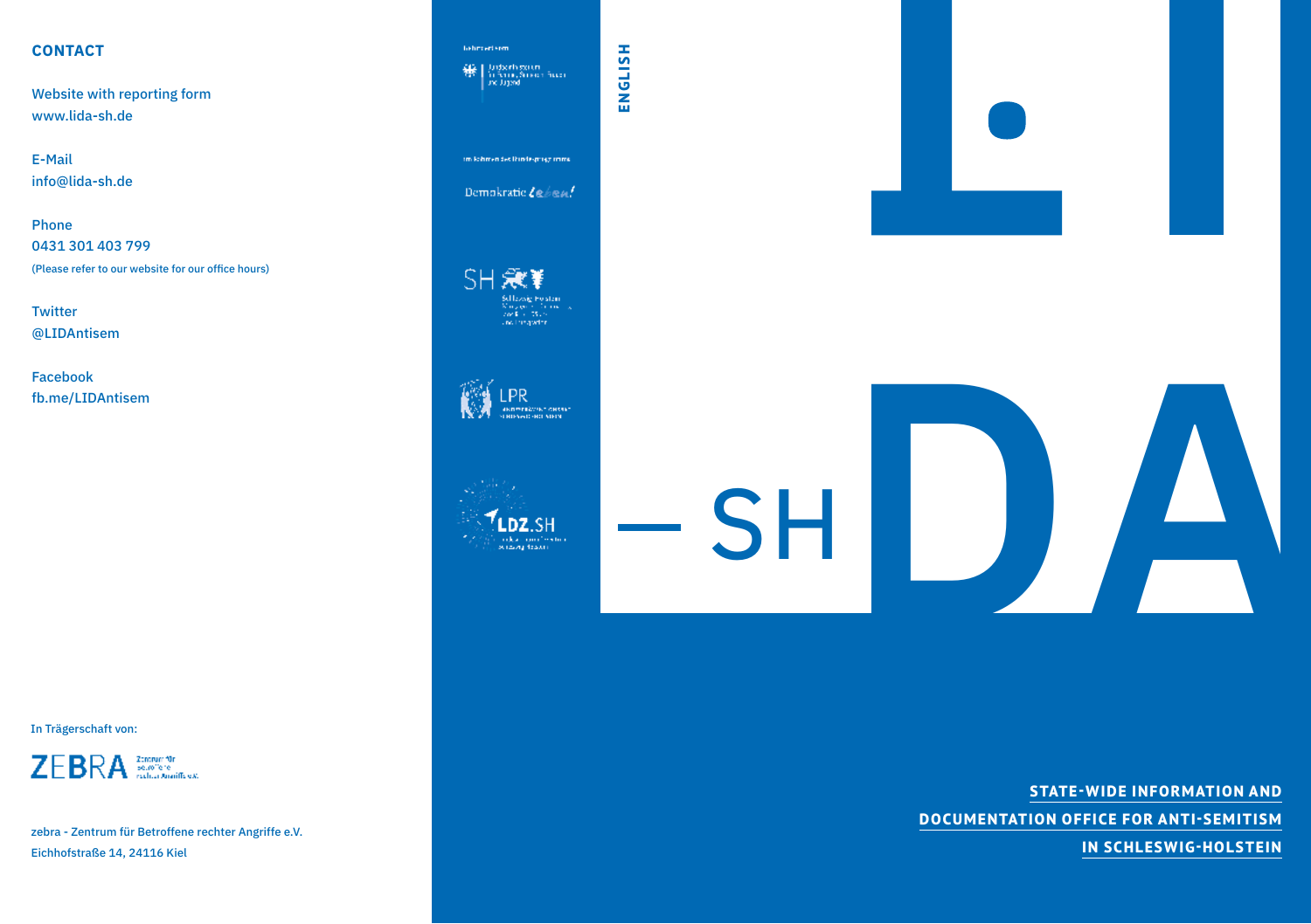## CONTACT

Website with reporting form
www.lida-sh.de

E-Mail
info@lida-sh.de

Phone
0431 301 403 799
(Please refer to our website for our office hours)

Twitter
@LIDAntisem

Facebook
fb.me/LIDAntisem

In Trägerschaft von:

ZEBRA Zentrum für Betroffene rechter Angriffe e.V.

zebra - Zentrum für Betroffene rechter Angriffe e.V.
Eichhofstraße 14, 24116 Kiel

ENGLISH

# LIDA – SH

**STATE-WIDE INFORMATION AND DOCUMENTATION OFFICE FOR ANTI-SEMITISM IN SCHLESWIG-HOLSTEIN**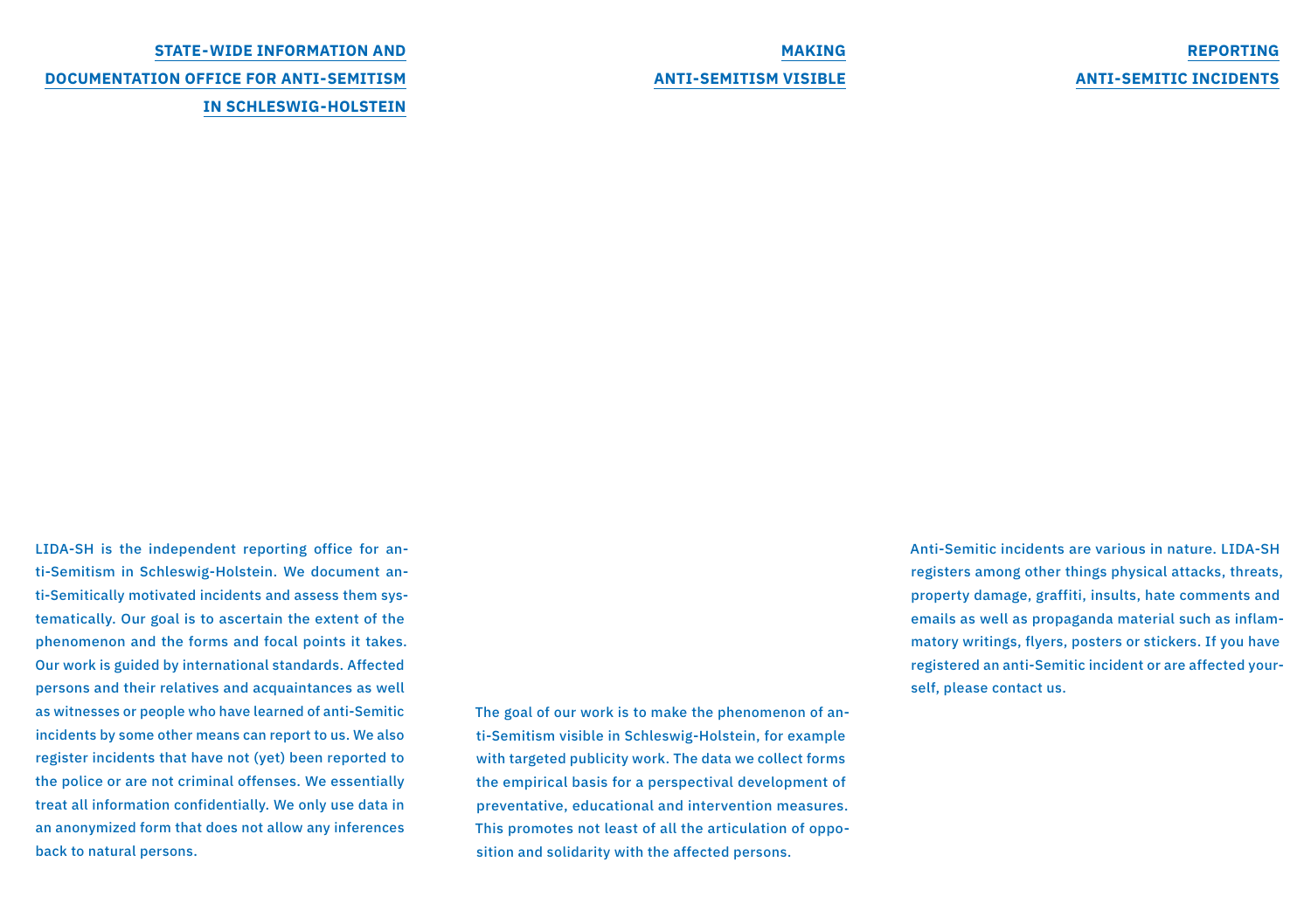## STATE-WIDE INFORMATION AND DOCUMENTATION OFFICE FOR ANTI-SEMITISM IN SCHLESWIG-HOLSTEIN

LIDA-SH is the independent reporting office for anti-Semitism in Schleswig-Holstein. We document anti-Semitically motivated incidents and assess them systematically. Our goal is to ascertain the extent of the phenomenon and the forms and focal points it takes. Our work is guided by international standards. Affected persons and their relatives and acquaintances as well as witnesses or people who have learned of anti-Semitic incidents by some other means can report to us. We also register incidents that have not (yet) been reported to the police or are not criminal offenses. We essentially treat all information confidentially. We only use data in an anonymized form that does not allow any inferences back to natural persons.

## MAKING ANTI-SEMITISM VISIBLE

The goal of our work is to make the phenomenon of anti-Semitism visible in Schleswig-Holstein, for example with targeted publicity work. The data we collect forms the empirical basis for a perspectival development of preventative, educational and intervention measures. This promotes not least of all the articulation of opposition and solidarity with the affected persons.

## REPORTING ANTI-SEMITIC INCIDENTS

Anti-Semitic incidents are various in nature. LIDA-SH registers among other things physical attacks, threats, property damage, graffiti, insults, hate comments and emails as well as propaganda material such as inflammatory writings, flyers, posters or stickers. If you have registered an anti-Semitic incident or are affected yourself, please contact us.